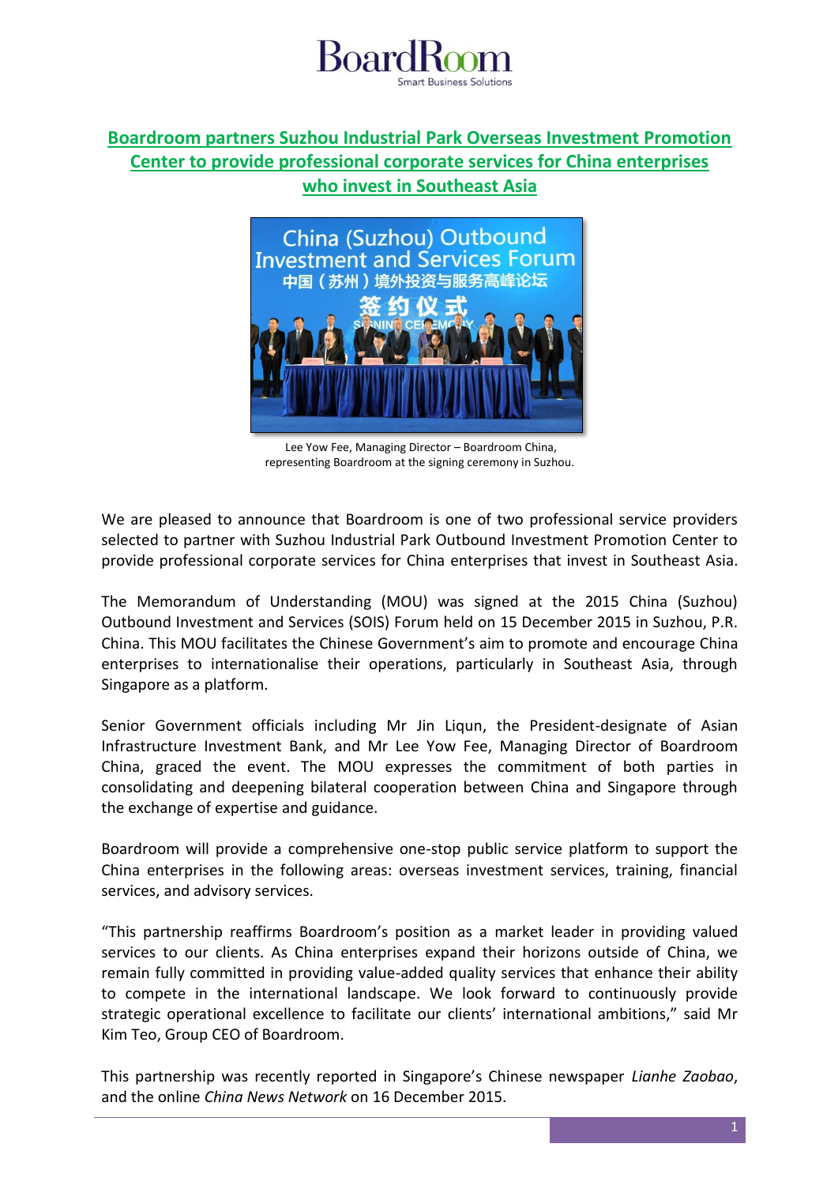# Boardroom partners Suzhou Industrial Park Overseas Investment Promotion Center to provide professional corporate services for China enterprises who invest in Southeast Asia

Lee Yow Fee, Managing Director – Boardroom China, representing Boardroom at the signing ceremony in Suzhou.

We are pleased to announce that Boardroom is one of two professional service providers selected to partner with Suzhou Industrial Park Outbound Investment Promotion Center to provide professional corporate services for China enterprises that invest in Southeast Asia.

The Memorandum of Understanding (MOU) was signed at the 2015 China (Suzhou) Outbound Investment and Services (SOIS) Forum held on 15 December 2015 in Suzhou, P.R. China. This MOU facilitates the Chinese Government's aim to promote and encourage China enterprises to internationalise their operations, particularly in Southeast Asia, through Singapore as a platform.

Senior Government officials including Mr Jin Liqun, the President-designate of Asian Infrastructure Investment Bank, and Mr Lee Yow Fee, Managing Director of Boardroom China, graced the event. The MOU expresses the commitment of both parties in consolidating and deepening bilateral cooperation between China and Singapore through the exchange of expertise and guidance.

Boardroom will provide a comprehensive one-stop public service platform to support the China enterprises in the following areas: overseas investment services, training, financial services, and advisory services.

"This partnership reaffirms Boardroom's position as a market leader in providing valued services to our clients. As China enterprises expand their horizons outside of China, we remain fully committed in providing value-added quality services that enhance their ability to compete in the international landscape. We look forward to continuously provide strategic operational excellence to facilitate our clients' international ambitions," said Mr Kim Teo, Group CEO of Boardroom.

This partnership was recently reported in Singapore's Chinese newspaper *Lianhe Zaobao*, and the online *China News Network* on 16 December 2015.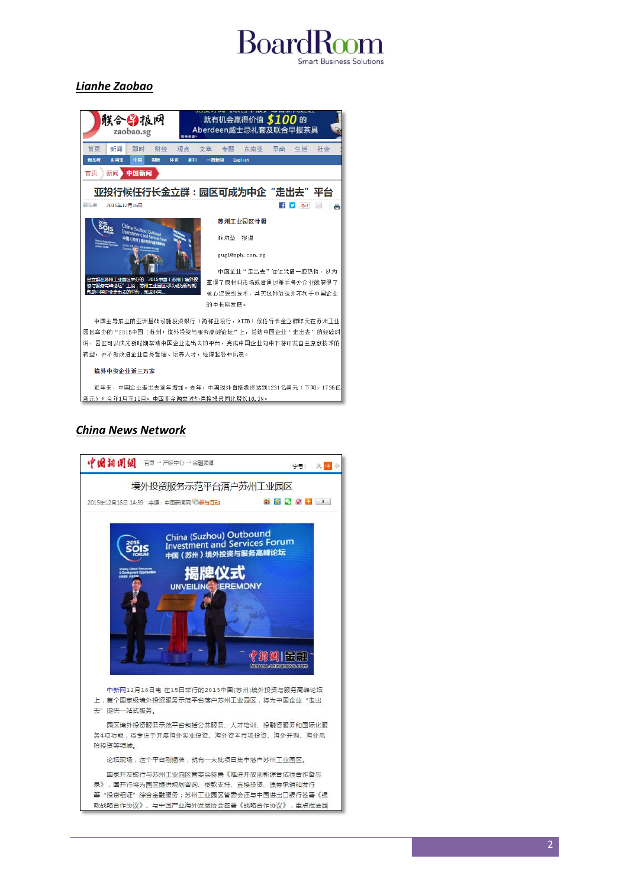## *Lianhe Zaobao*

联合早报网
zaobao.sg

亚投行候任行长金立群：园区可成为中企"走出去"平台

陈功全　2015年12月16日

苏州工业园区特稿

陈功全　报道

gugl@sph.com.sg

中国企业"走出去"往往凭借一腔热情，以为掌握了原材料市场或者通过兼并海外企业就获得了核心资源或技术，其实这种做法并不利于中国企业的中长期发展。

中国主导成立的亚洲基础设施投资银行（简称亚投行，AIIB）候任行长金立群昨天在苏州工业园区举办的"2015中国（苏州）境外投资与服务高峰论坛"上，总结中国企业"走出去"的经验时说，园区可以成为新时期帮助中国企业走出去的平台，完成中国企业向中下游研发自主原创技术的转型，并不断改进企业自身管理、培养人才，经得起各种风浪。

境外中资企业近三万家

近年来，中国企业走出去逐年增加。去年，中国对外直接投资达到1231亿美元（下同，1735亿新元）；今年1月至10日，中国非金融类对外直接投资同比增长16.3%。

## *China News Network*

中国新闻网　首页→产经中心→金融频道

境外投资服务示范平台落户苏州工业园区

2015年12月16日 14:59　来源：中国新闻网　参与互动

中新网12月16日电 在15日举行的2015中国(苏州)境外投资与服务高峰论坛上，首个国家级境外投资服务示范平台落户苏州工业园区，将为中国企业"走出去"提供一站式服务。

园区境外投资服务示范平台包括公共服务、人才培训、投融资服务和国际化服务4项功能，将专注于开展海外实业投资、海外资本市场投资、海外并购、海外风险投资等领域。

论坛现场，这个平台刚揭牌，就有一大批项目集中落户苏州工业园区。

国家开发银行与苏州工业园区管委会签署《推进开放创新综合试验合作备忘录》，国开行将为园区提供规划咨询、贷款支持、直接投资、债券承销和发行等"投贷租证"综合金融服务；苏州工业园区管委会还与中国进出口银行签署《银政战略合作协议》、与中国产业海外发展协会签署《战略合作协议》，重点推进园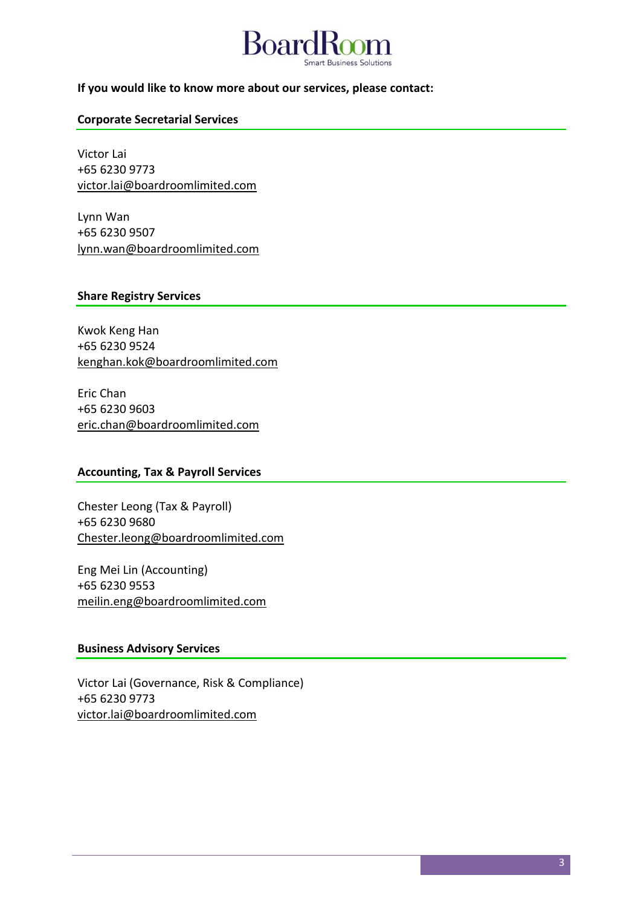**If you would like to know more about our services, please contact:**

## Corporate Secretarial Services

Victor Lai
+65 6230 9773
victor.lai@boardroomlimited.com

Lynn Wan
+65 6230 9507
lynn.wan@boardroomlimited.com

## Share Registry Services

Kwok Keng Han
+65 6230 9524
kenghan.kok@boardroomlimited.com

Eric Chan
+65 6230 9603
eric.chan@boardroomlimited.com

## Accounting, Tax & Payroll Services

Chester Leong (Tax & Payroll)
+65 6230 9680
Chester.leong@boardroomlimited.com

Eng Mei Lin (Accounting)
+65 6230 9553
meilin.eng@boardroomlimited.com

## Business Advisory Services

Victor Lai (Governance, Risk & Compliance)
+65 6230 9773
victor.lai@boardroomlimited.com